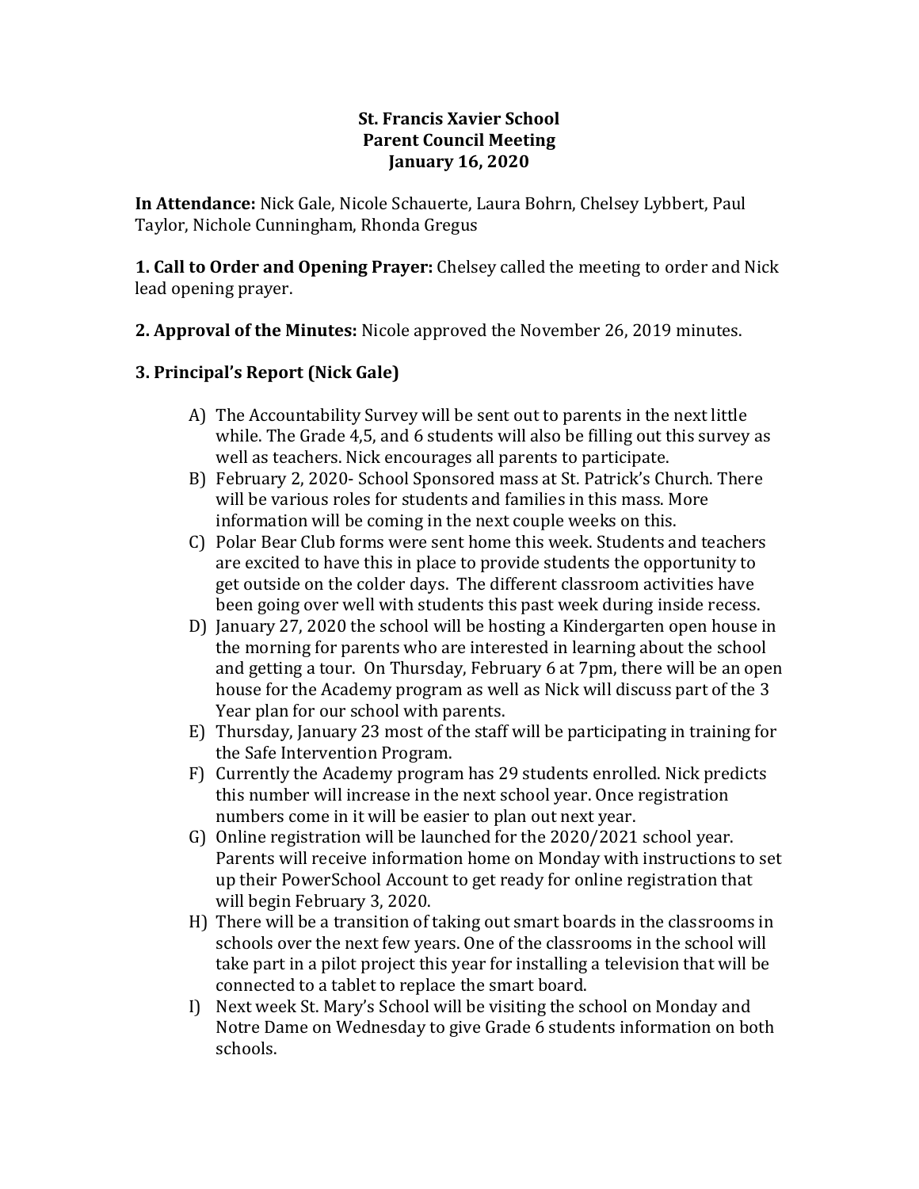# St. Francis Xavier School
## Parent Council Meeting
## January 16, 2020

**In Attendance:** Nick Gale, Nicole Schauerte, Laura Bohrn, Chelsey Lybbert, Paul Taylor, Nichole Cunningham, Rhonda Gregus

**1. Call to Order and Opening Prayer:** Chelsey called the meeting to order and Nick lead opening prayer.

**2. Approval of the Minutes:** Nicole approved the November 26, 2019 minutes.

### 3. Principal's Report (Nick Gale)

A) The Accountability Survey will be sent out to parents in the next little while. The Grade 4,5, and 6 students will also be filling out this survey as well as teachers. Nick encourages all parents to participate.

B) February 2, 2020- School Sponsored mass at St. Patrick's Church. There will be various roles for students and families in this mass. More information will be coming in the next couple weeks on this.

C) Polar Bear Club forms were sent home this week. Students and teachers are excited to have this in place to provide students the opportunity to get outside on the colder days. The different classroom activities have been going over well with students this past week during inside recess.

D) January 27, 2020 the school will be hosting a Kindergarten open house in the morning for parents who are interested in learning about the school and getting a tour. On Thursday, February 6 at 7pm, there will be an open house for the Academy program as well as Nick will discuss part of the 3 Year plan for our school with parents.

E) Thursday, January 23 most of the staff will be participating in training for the Safe Intervention Program.

F) Currently the Academy program has 29 students enrolled. Nick predicts this number will increase in the next school year. Once registration numbers come in it will be easier to plan out next year.

G) Online registration will be launched for the 2020/2021 school year. Parents will receive information home on Monday with instructions to set up their PowerSchool Account to get ready for online registration that will begin February 3, 2020.

H) There will be a transition of taking out smart boards in the classrooms in schools over the next few years. One of the classrooms in the school will take part in a pilot project this year for installing a television that will be connected to a tablet to replace the smart board.

I) Next week St. Mary's School will be visiting the school on Monday and Notre Dame on Wednesday to give Grade 6 students information on both schools.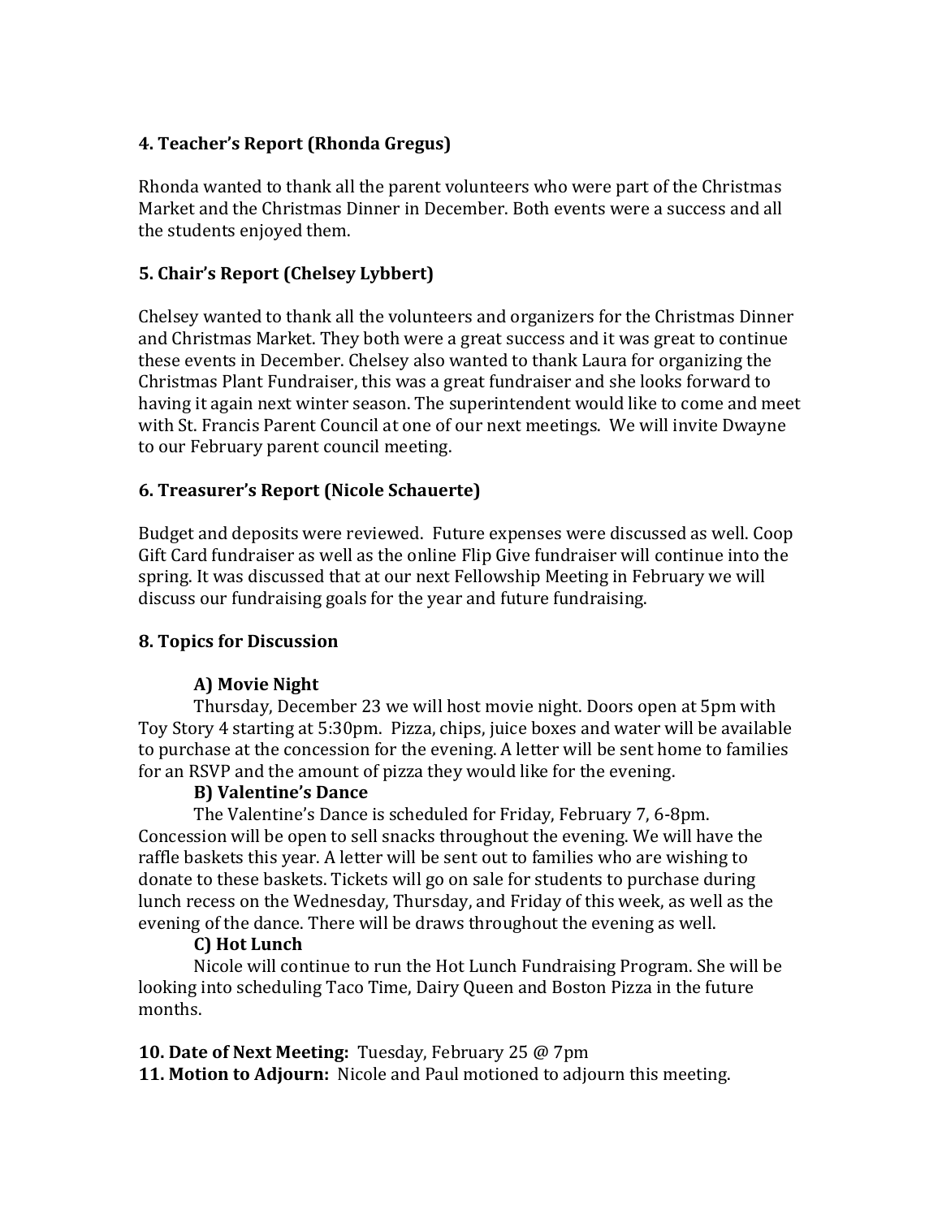### 4. Teacher's Report (Rhonda Gregus)

Rhonda wanted to thank all the parent volunteers who were part of the Christmas Market and the Christmas Dinner in December. Both events were a success and all the students enjoyed them.

### 5. Chair's Report (Chelsey Lybbert)

Chelsey wanted to thank all the volunteers and organizers for the Christmas Dinner and Christmas Market. They both were a great success and it was great to continue these events in December. Chelsey also wanted to thank Laura for organizing the Christmas Plant Fundraiser, this was a great fundraiser and she looks forward to having it again next winter season. The superintendent would like to come and meet with St. Francis Parent Council at one of our next meetings. We will invite Dwayne to our February parent council meeting.

### 6. Treasurer's Report (Nicole Schauerte)

Budget and deposits were reviewed. Future expenses were discussed as well. Coop Gift Card fundraiser as well as the online Flip Give fundraiser will continue into the spring. It was discussed that at our next Fellowship Meeting in February we will discuss our fundraising goals for the year and future fundraising.

### 8. Topics for Discussion

**A) Movie Night**

Thursday, December 23 we will host movie night. Doors open at 5pm with Toy Story 4 starting at 5:30pm. Pizza, chips, juice boxes and water will be available to purchase at the concession for the evening. A letter will be sent home to families for an RSVP and the amount of pizza they would like for the evening.

**B) Valentine's Dance**

The Valentine's Dance is scheduled for Friday, February 7, 6-8pm. Concession will be open to sell snacks throughout the evening. We will have the raffle baskets this year. A letter will be sent out to families who are wishing to donate to these baskets. Tickets will go on sale for students to purchase during lunch recess on the Wednesday, Thursday, and Friday of this week, as well as the evening of the dance. There will be draws throughout the evening as well.

**C) Hot Lunch**

Nicole will continue to run the Hot Lunch Fundraising Program. She will be looking into scheduling Taco Time, Dairy Queen and Boston Pizza in the future months.

**10. Date of Next Meeting:** Tuesday, February 25 @ 7pm

**11. Motion to Adjourn:** Nicole and Paul motioned to adjourn this meeting.